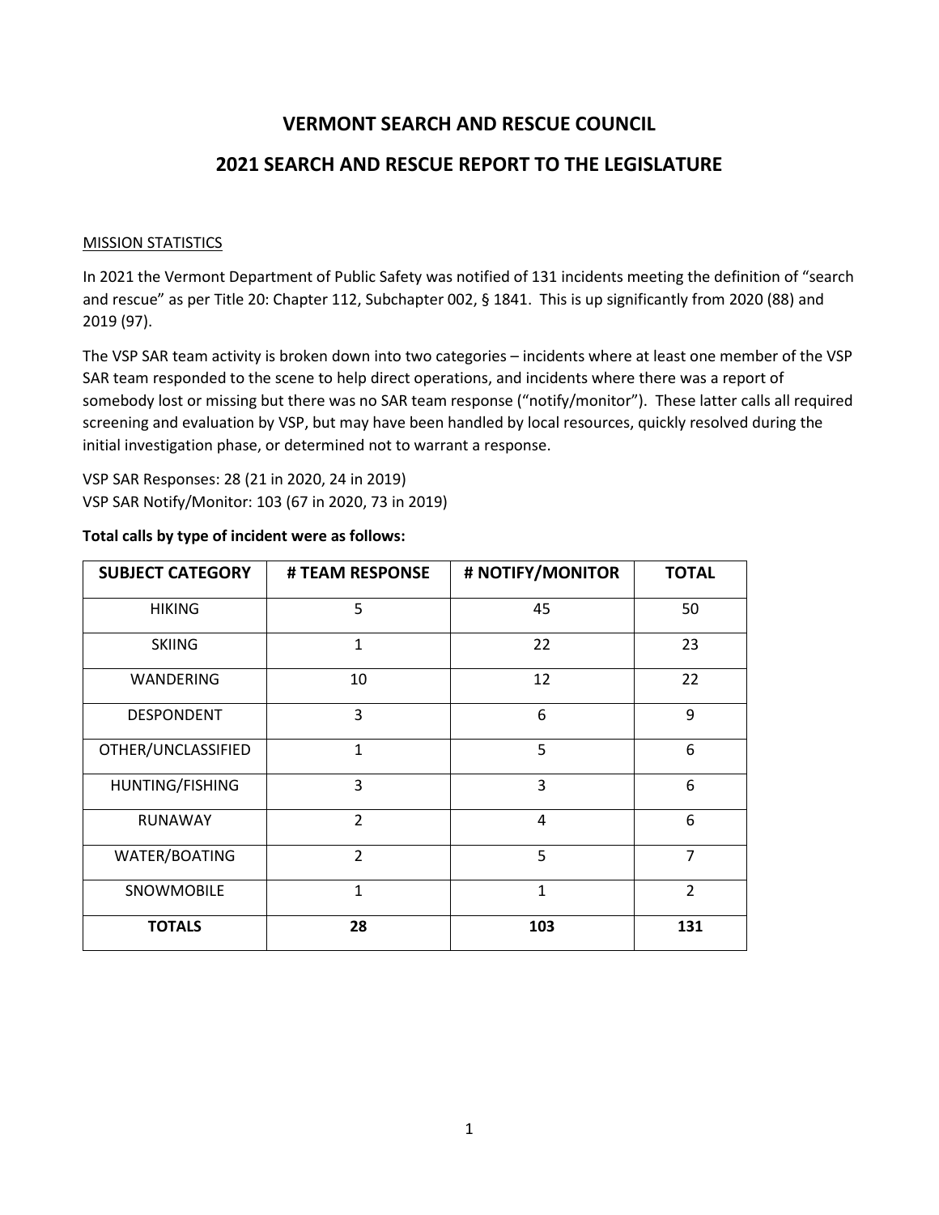# VERMONT SEARCH AND RESCUE COUNCIL

## 2021 SEARCH AND RESCUE REPORT TO THE LEGISLATURE

MISSION STATISTICS

In 2021 the Vermont Department of Public Safety was notified of 131 incidents meeting the definition of "search and rescue" as per Title 20: Chapter 112, Subchapter 002, § 1841. This is up significantly from 2020 (88) and 2019 (97).

The VSP SAR team activity is broken down into two categories – incidents where at least one member of the VSP SAR team responded to the scene to help direct operations, and incidents where there was a report of somebody lost or missing but there was no SAR team response ("notify/monitor"). These latter calls all required screening and evaluation by VSP, but may have been handled by local resources, quickly resolved during the initial investigation phase, or determined not to warrant a response.

VSP SAR Responses: 28 (21 in 2020, 24 in 2019)
VSP SAR Notify/Monitor: 103 (67 in 2020, 73 in 2019)

**Total calls by type of incident were as follows:**

| SUBJECT CATEGORY | # TEAM RESPONSE | # NOTIFY/MONITOR | TOTAL |
|---|---|---|---|
| HIKING | 5 | 45 | 50 |
| SKIING | 1 | 22 | 23 |
| WANDERING | 10 | 12 | 22 |
| DESPONDENT | 3 | 6 | 9 |
| OTHER/UNCLASSIFIED | 1 | 5 | 6 |
| HUNTING/FISHING | 3 | 3 | 6 |
| RUNAWAY | 2 | 4 | 6 |
| WATER/BOATING | 2 | 5 | 7 |
| SNOWMOBILE | 1 | 1 | 2 |
| **TOTALS** | **28** | **103** | **131** |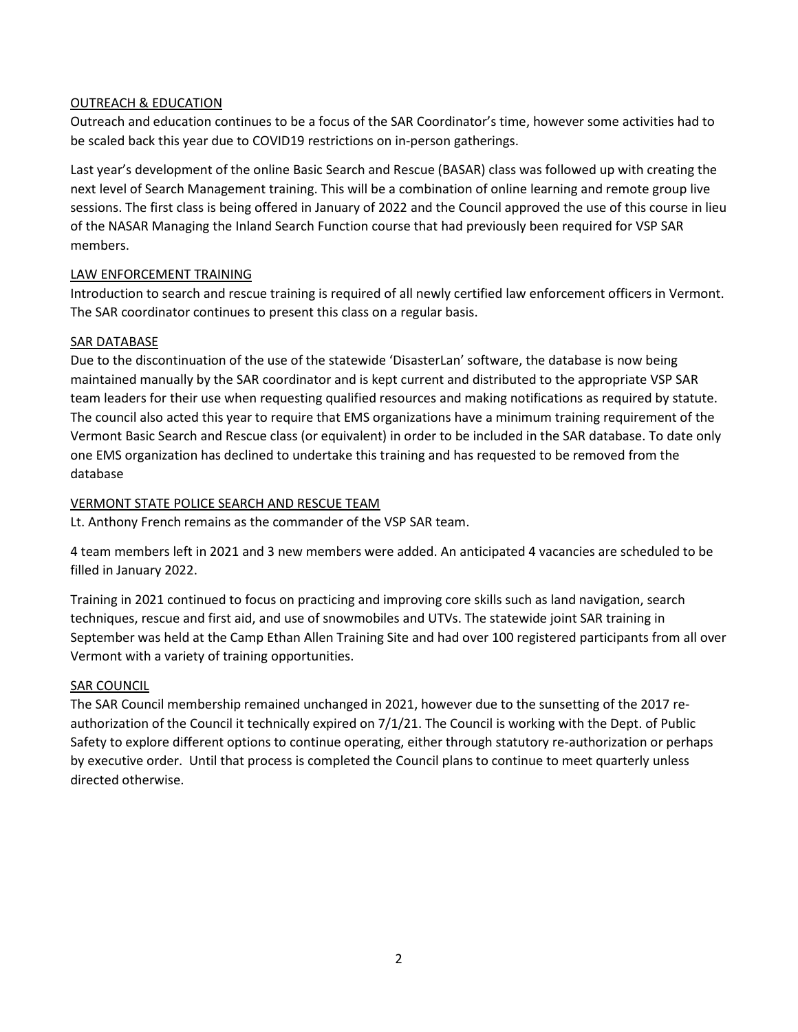## OUTREACH & EDUCATION

Outreach and education continues to be a focus of the SAR Coordinator's time, however some activities had to be scaled back this year due to COVID19 restrictions on in-person gatherings.

Last year's development of the online Basic Search and Rescue (BASAR) class was followed up with creating the next level of Search Management training. This will be a combination of online learning and remote group live sessions. The first class is being offered in January of 2022 and the Council approved the use of this course in lieu of the NASAR Managing the Inland Search Function course that had previously been required for VSP SAR members.

## LAW ENFORCEMENT TRAINING

Introduction to search and rescue training is required of all newly certified law enforcement officers in Vermont. The SAR coordinator continues to present this class on a regular basis.

## SAR DATABASE

Due to the discontinuation of the use of the statewide 'DisasterLan' software, the database is now being maintained manually by the SAR coordinator and is kept current and distributed to the appropriate VSP SAR team leaders for their use when requesting qualified resources and making notifications as required by statute. The council also acted this year to require that EMS organizations have a minimum training requirement of the Vermont Basic Search and Rescue class (or equivalent) in order to be included in the SAR database. To date only one EMS organization has declined to undertake this training and has requested to be removed from the database

## VERMONT STATE POLICE SEARCH AND RESCUE TEAM

Lt. Anthony French remains as the commander of the VSP SAR team.

4 team members left in 2021 and 3 new members were added. An anticipated 4 vacancies are scheduled to be filled in January 2022.

Training in 2021 continued to focus on practicing and improving core skills such as land navigation, search techniques, rescue and first aid, and use of snowmobiles and UTVs. The statewide joint SAR training in September was held at the Camp Ethan Allen Training Site and had over 100 registered participants from all over Vermont with a variety of training opportunities.

## SAR COUNCIL

The SAR Council membership remained unchanged in 2021, however due to the sunsetting of the 2017 re-authorization of the Council it technically expired on 7/1/21. The Council is working with the Dept. of Public Safety to explore different options to continue operating, either through statutory re-authorization or perhaps by executive order. Until that process is completed the Council plans to continue to meet quarterly unless directed otherwise.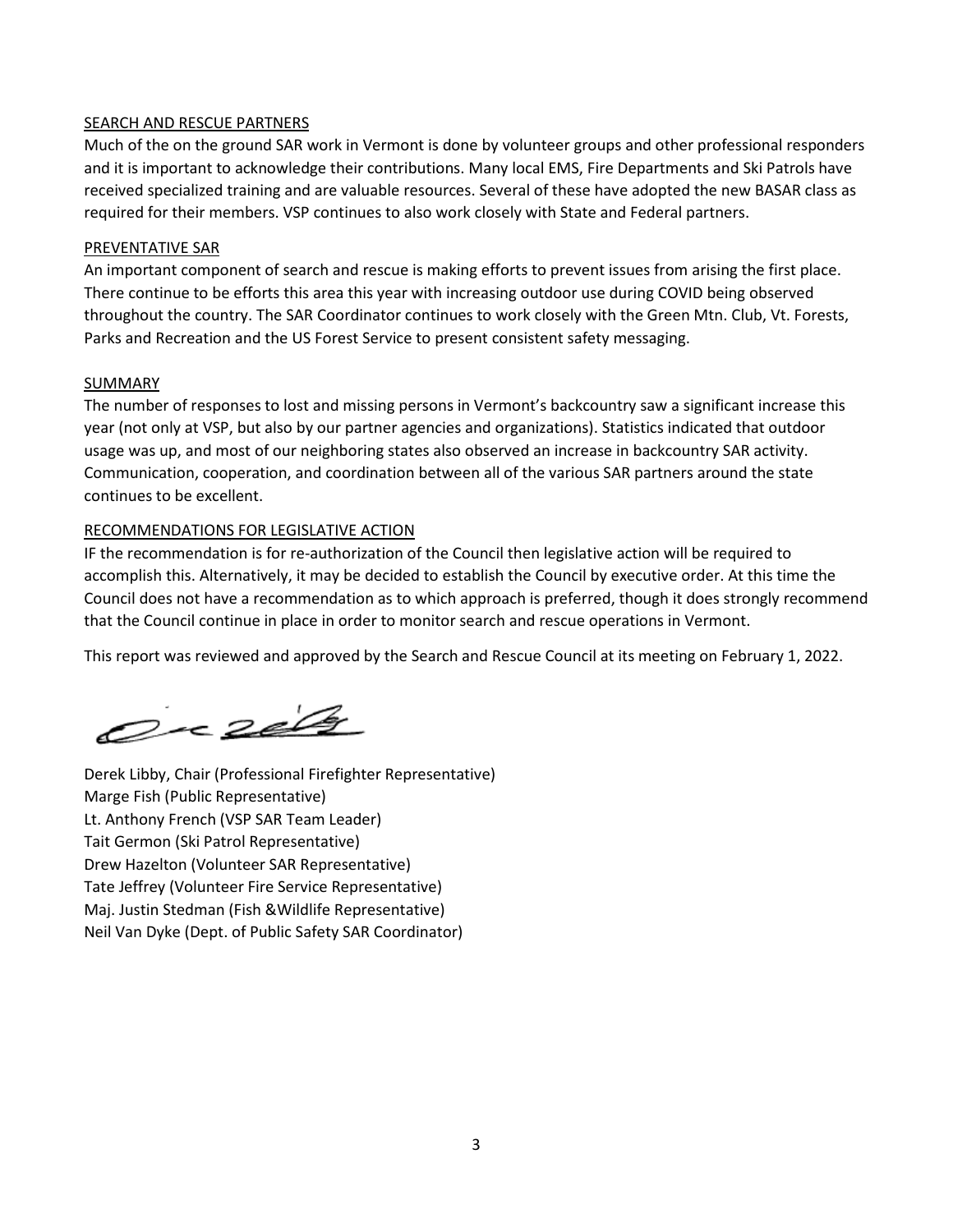## SEARCH AND RESCUE PARTNERS

Much of the on the ground SAR work in Vermont is done by volunteer groups and other professional responders and it is important to acknowledge their contributions. Many local EMS, Fire Departments and Ski Patrols have received specialized training and are valuable resources. Several of these have adopted the new BASAR class as required for their members. VSP continues to also work closely with State and Federal partners.

## PREVENTATIVE SAR

An important component of search and rescue is making efforts to prevent issues from arising the first place. There continue to be efforts this area this year with increasing outdoor use during COVID being observed throughout the country. The SAR Coordinator continues to work closely with the Green Mtn. Club, Vt. Forests, Parks and Recreation and the US Forest Service to present consistent safety messaging.

## SUMMARY

The number of responses to lost and missing persons in Vermont's backcountry saw a significant increase this year (not only at VSP, but also by our partner agencies and organizations). Statistics indicated that outdoor usage was up, and most of our neighboring states also observed an increase in backcountry SAR activity. Communication, cooperation, and coordination between all of the various SAR partners around the state continues to be excellent.

## RECOMMENDATIONS FOR LEGISLATIVE ACTION

IF the recommendation is for re-authorization of the Council then legislative action will be required to accomplish this. Alternatively, it may be decided to establish the Council by executive order. At this time the Council does not have a recommendation as to which approach is preferred, though it does strongly recommend that the Council continue in place in order to monitor search and rescue operations in Vermont.

This report was reviewed and approved by the Search and Rescue Council at its meeting on February 1, 2022.

Derek Libby, Chair (Professional Firefighter Representative)
Marge Fish (Public Representative)
Lt. Anthony French (VSP SAR Team Leader)
Tait Germon (Ski Patrol Representative)
Drew Hazelton (Volunteer SAR Representative)
Tate Jeffrey (Volunteer Fire Service Representative)
Maj. Justin Stedman (Fish &Wildlife Representative)
Neil Van Dyke (Dept. of Public Safety SAR Coordinator)